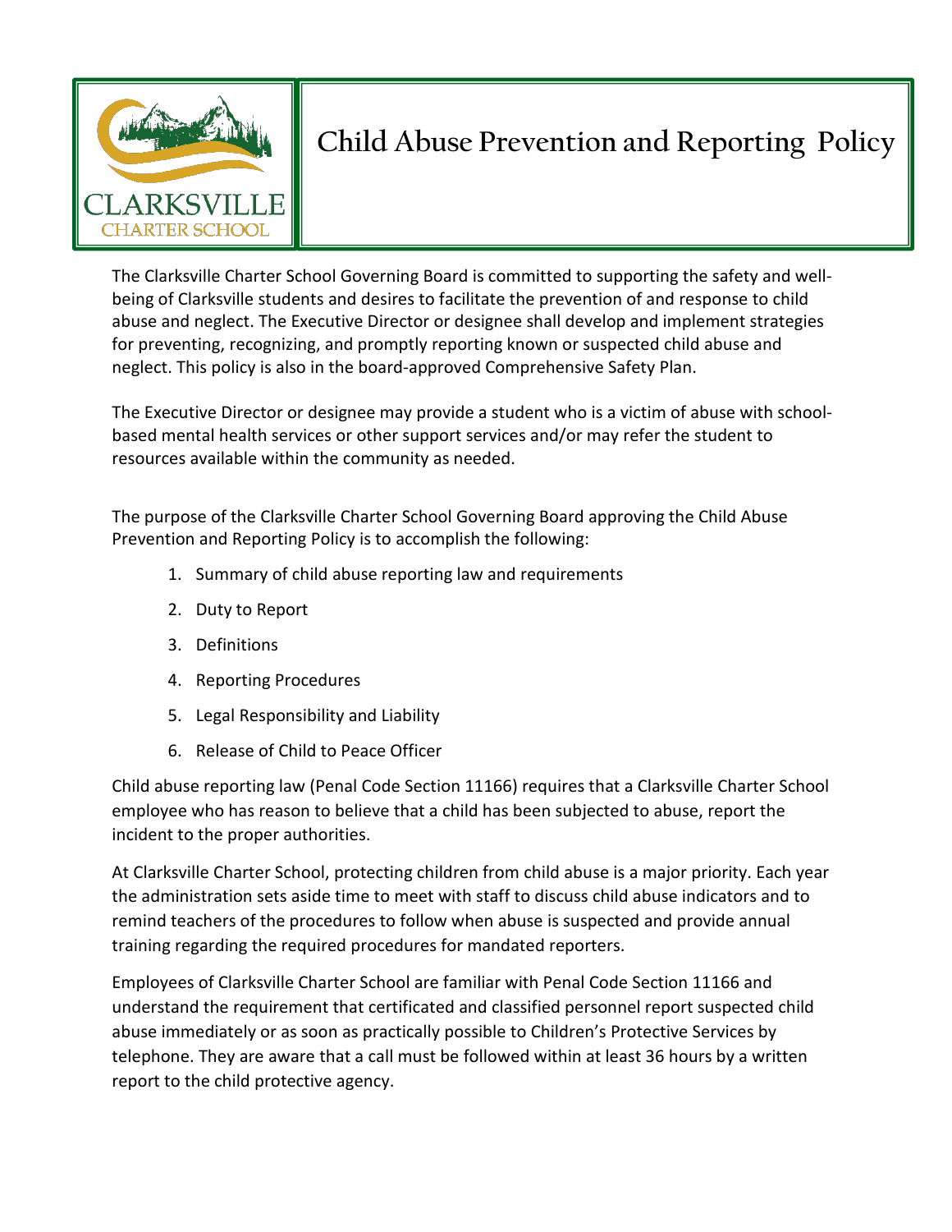# Child Abuse Prevention and Reporting Policy

The Clarksville Charter School Governing Board is committed to supporting the safety and well-being of Clarksville students and desires to facilitate the prevention of and response to child abuse and neglect. The Executive Director or designee shall develop and implement strategies for preventing, recognizing, and promptly reporting known or suspected child abuse and neglect. This policy is also in the board-approved Comprehensive Safety Plan.

The Executive Director or designee may provide a student who is a victim of abuse with school-based mental health services or other support services and/or may refer the student to resources available within the community as needed.

The purpose of the Clarksville Charter School Governing Board approving the Child Abuse Prevention and Reporting Policy is to accomplish the following:

1. Summary of child abuse reporting law and requirements
2. Duty to Report
3. Definitions
4. Reporting Procedures
5. Legal Responsibility and Liability
6. Release of Child to Peace Officer

Child abuse reporting law (Penal Code Section 11166) requires that a Clarksville Charter School employee who has reason to believe that a child has been subjected to abuse, report the incident to the proper authorities.

At Clarksville Charter School, protecting children from child abuse is a major priority. Each year the administration sets aside time to meet with staff to discuss child abuse indicators and to remind teachers of the procedures to follow when abuse is suspected and provide annual training regarding the required procedures for mandated reporters.

Employees of Clarksville Charter School are familiar with Penal Code Section 11166 and understand the requirement that certificated and classified personnel report suspected child abuse immediately or as soon as practically possible to Children's Protective Services by telephone. They are aware that a call must be followed within at least 36 hours by a written report to the child protective agency.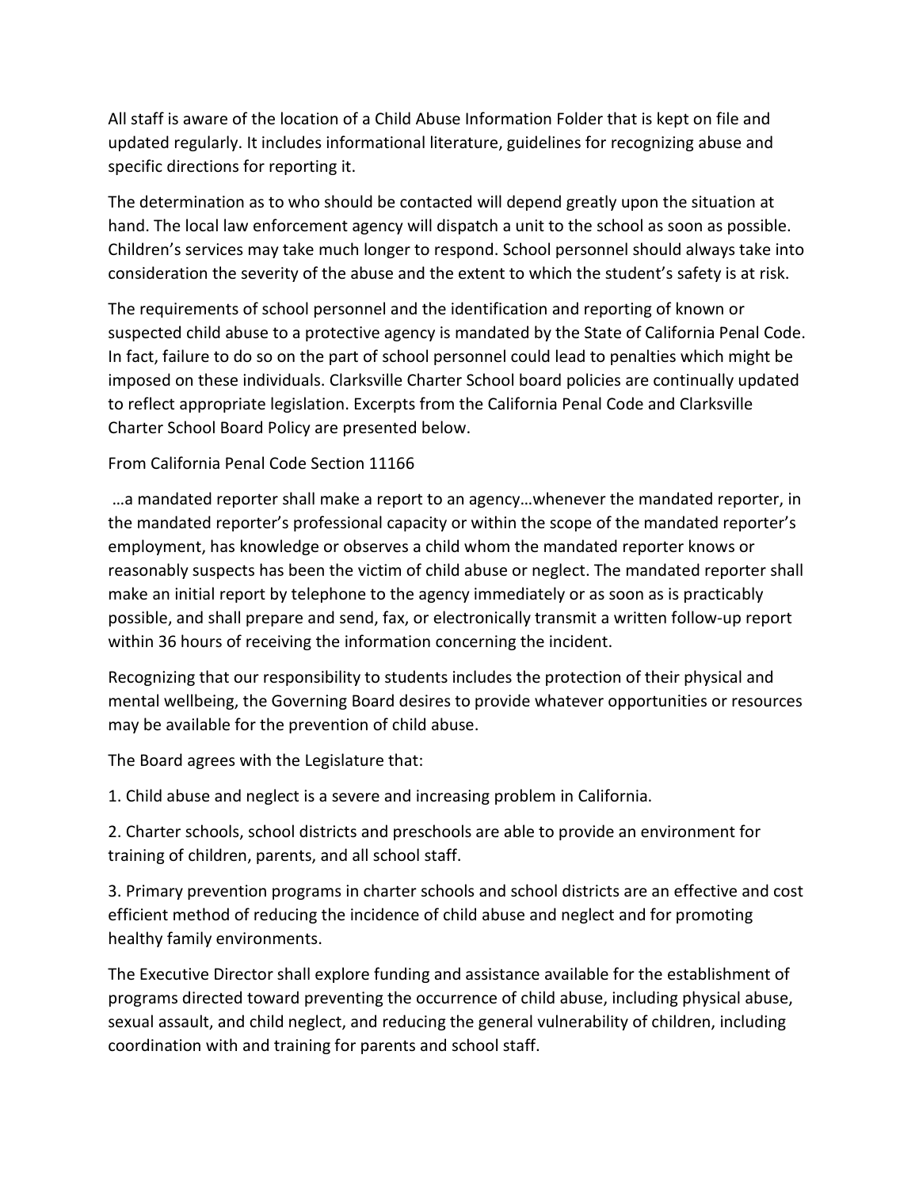All staff is aware of the location of a Child Abuse Information Folder that is kept on file and updated regularly. It includes informational literature, guidelines for recognizing abuse and specific directions for reporting it.

The determination as to who should be contacted will depend greatly upon the situation at hand. The local law enforcement agency will dispatch a unit to the school as soon as possible. Children's services may take much longer to respond. School personnel should always take into consideration the severity of the abuse and the extent to which the student's safety is at risk.

The requirements of school personnel and the identification and reporting of known or suspected child abuse to a protective agency is mandated by the State of California Penal Code. In fact, failure to do so on the part of school personnel could lead to penalties which might be imposed on these individuals. Clarksville Charter School board policies are continually updated to reflect appropriate legislation. Excerpts from the California Penal Code and Clarksville Charter School Board Policy are presented below.

From California Penal Code Section 11166

…a mandated reporter shall make a report to an agency…whenever the mandated reporter, in the mandated reporter's professional capacity or within the scope of the mandated reporter's employment, has knowledge or observes a child whom the mandated reporter knows or reasonably suspects has been the victim of child abuse or neglect. The mandated reporter shall make an initial report by telephone to the agency immediately or as soon as is practicably possible, and shall prepare and send, fax, or electronically transmit a written follow-up report within 36 hours of receiving the information concerning the incident.

Recognizing that our responsibility to students includes the protection of their physical and mental wellbeing, the Governing Board desires to provide whatever opportunities or resources may be available for the prevention of child abuse.

The Board agrees with the Legislature that:

1. Child abuse and neglect is a severe and increasing problem in California.
2. Charter schools, school districts and preschools are able to provide an environment for training of children, parents, and all school staff.
3. Primary prevention programs in charter schools and school districts are an effective and cost efficient method of reducing the incidence of child abuse and neglect and for promoting healthy family environments.

The Executive Director shall explore funding and assistance available for the establishment of programs directed toward preventing the occurrence of child abuse, including physical abuse, sexual assault, and child neglect, and reducing the general vulnerability of children, including coordination with and training for parents and school staff.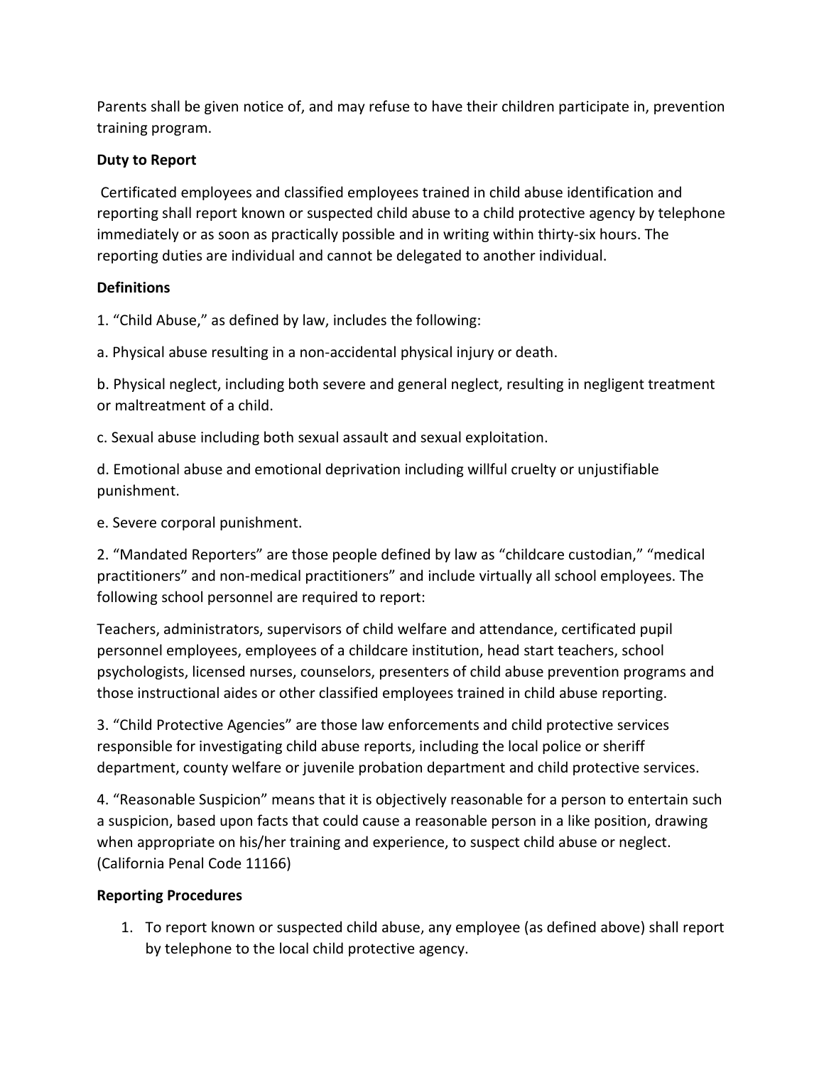Parents shall be given notice of, and may refuse to have their children participate in, prevention training program.

**Duty to Report**

Certificated employees and classified employees trained in child abuse identification and reporting shall report known or suspected child abuse to a child protective agency by telephone immediately or as soon as practically possible and in writing within thirty-six hours. The reporting duties are individual and cannot be delegated to another individual.

**Definitions**

1. "Child Abuse," as defined by law, includes the following:

a. Physical abuse resulting in a non-accidental physical injury or death.

b. Physical neglect, including both severe and general neglect, resulting in negligent treatment or maltreatment of a child.

c. Sexual abuse including both sexual assault and sexual exploitation.

d. Emotional abuse and emotional deprivation including willful cruelty or unjustifiable punishment.

e. Severe corporal punishment.

2. "Mandated Reporters" are those people defined by law as "childcare custodian," "medical practitioners" and non-medical practitioners" and include virtually all school employees. The following school personnel are required to report:

Teachers, administrators, supervisors of child welfare and attendance, certificated pupil personnel employees, employees of a childcare institution, head start teachers, school psychologists, licensed nurses, counselors, presenters of child abuse prevention programs and those instructional aides or other classified employees trained in child abuse reporting.

3. "Child Protective Agencies" are those law enforcements and child protective services responsible for investigating child abuse reports, including the local police or sheriff department, county welfare or juvenile probation department and child protective services.

4. "Reasonable Suspicion" means that it is objectively reasonable for a person to entertain such a suspicion, based upon facts that could cause a reasonable person in a like position, drawing when appropriate on his/her training and experience, to suspect child abuse or neglect. (California Penal Code 11166)

**Reporting Procedures**

1. To report known or suspected child abuse, any employee (as defined above) shall report by telephone to the local child protective agency.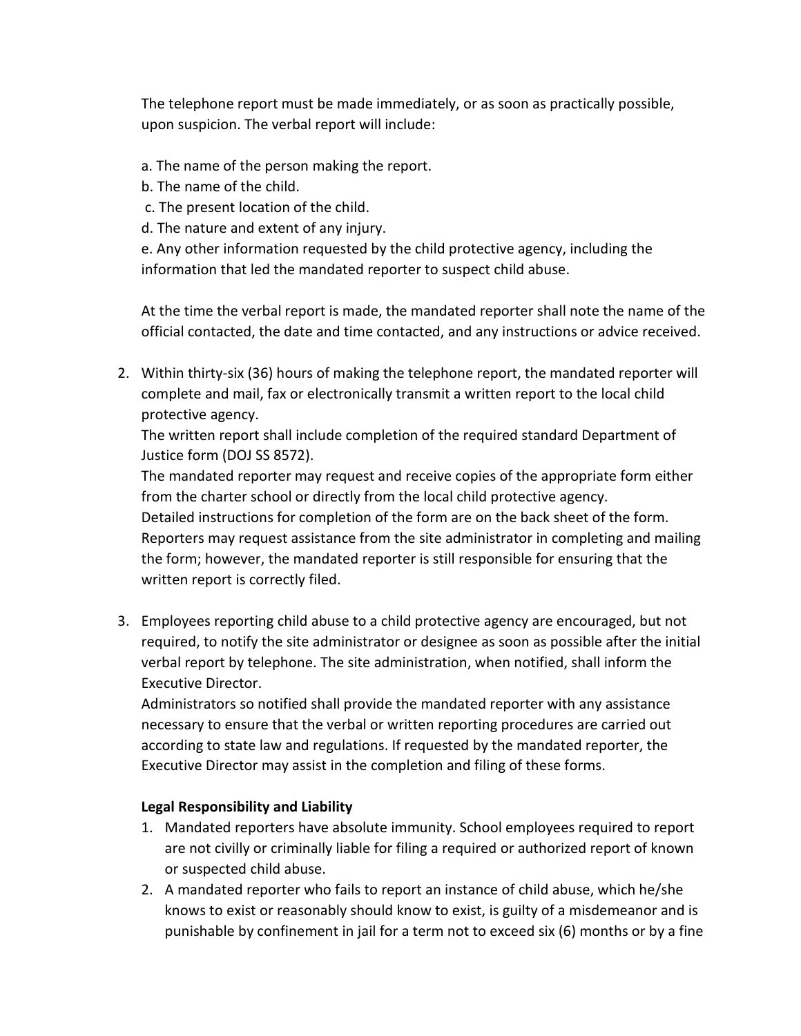The telephone report must be made immediately, or as soon as practically possible, upon suspicion. The verbal report will include:

a. The name of the person making the report.
b. The name of the child.
c. The present location of the child.
d. The nature and extent of any injury.
e. Any other information requested by the child protective agency, including the information that led the mandated reporter to suspect child abuse.

At the time the verbal report is made, the mandated reporter shall note the name of the official contacted, the date and time contacted, and any instructions or advice received.

2. Within thirty-six (36) hours of making the telephone report, the mandated reporter will complete and mail, fax or electronically transmit a written report to the local child protective agency.
   The written report shall include completion of the required standard Department of Justice form (DOJ SS 8572).
   The mandated reporter may request and receive copies of the appropriate form either from the charter school or directly from the local child protective agency.
   Detailed instructions for completion of the form are on the back sheet of the form.
   Reporters may request assistance from the site administrator in completing and mailing the form; however, the mandated reporter is still responsible for ensuring that the written report is correctly filed.

3. Employees reporting child abuse to a child protective agency are encouraged, but not required, to notify the site administrator or designee as soon as possible after the initial verbal report by telephone. The site administration, when notified, shall inform the Executive Director.
   Administrators so notified shall provide the mandated reporter with any assistance necessary to ensure that the verbal or written reporting procedures are carried out according to state law and regulations. If requested by the mandated reporter, the Executive Director may assist in the completion and filing of these forms.

**Legal Responsibility and Liability**

1. Mandated reporters have absolute immunity. School employees required to report are not civilly or criminally liable for filing a required or authorized report of known or suspected child abuse.
2. A mandated reporter who fails to report an instance of child abuse, which he/she knows to exist or reasonably should know to exist, is guilty of a misdemeanor and is punishable by confinement in jail for a term not to exceed six (6) months or by a fine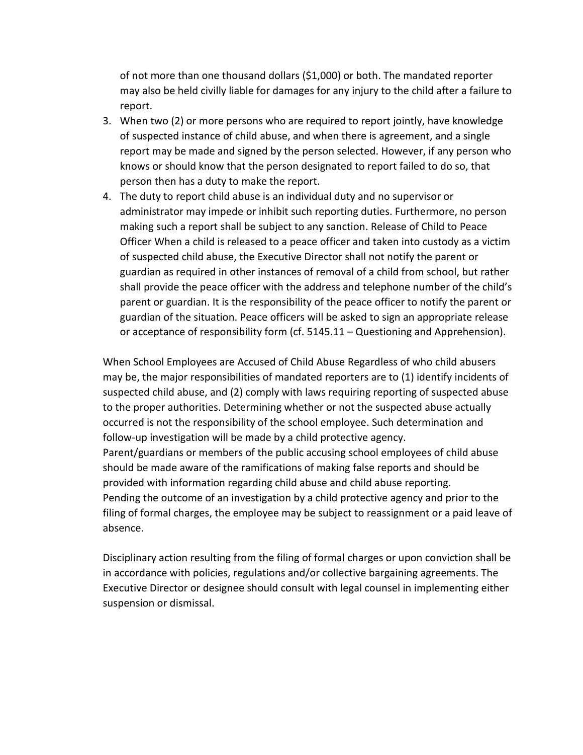of not more than one thousand dollars ($1,000) or both. The mandated reporter may also be held civilly liable for damages for any injury to the child after a failure to report.

3. When two (2) or more persons who are required to report jointly, have knowledge of suspected instance of child abuse, and when there is agreement, and a single report may be made and signed by the person selected. However, if any person who knows or should know that the person designated to report failed to do so, that person then has a duty to make the report.
4. The duty to report child abuse is an individual duty and no supervisor or administrator may impede or inhibit such reporting duties. Furthermore, no person making such a report shall be subject to any sanction. Release of Child to Peace Officer When a child is released to a peace officer and taken into custody as a victim of suspected child abuse, the Executive Director shall not notify the parent or guardian as required in other instances of removal of a child from school, but rather shall provide the peace officer with the address and telephone number of the child's parent or guardian. It is the responsibility of the peace officer to notify the parent or guardian of the situation. Peace officers will be asked to sign an appropriate release or acceptance of responsibility form (cf. 5145.11 – Questioning and Apprehension).

When School Employees are Accused of Child Abuse Regardless of who child abusers may be, the major responsibilities of mandated reporters are to (1) identify incidents of suspected child abuse, and (2) comply with laws requiring reporting of suspected abuse to the proper authorities. Determining whether or not the suspected abuse actually occurred is not the responsibility of the school employee. Such determination and follow-up investigation will be made by a child protective agency.
Parent/guardians or members of the public accusing school employees of child abuse should be made aware of the ramifications of making false reports and should be provided with information regarding child abuse and child abuse reporting.
Pending the outcome of an investigation by a child protective agency and prior to the filing of formal charges, the employee may be subject to reassignment or a paid leave of absence.

Disciplinary action resulting from the filing of formal charges or upon conviction shall be in accordance with policies, regulations and/or collective bargaining agreements. The Executive Director or designee should consult with legal counsel in implementing either suspension or dismissal.